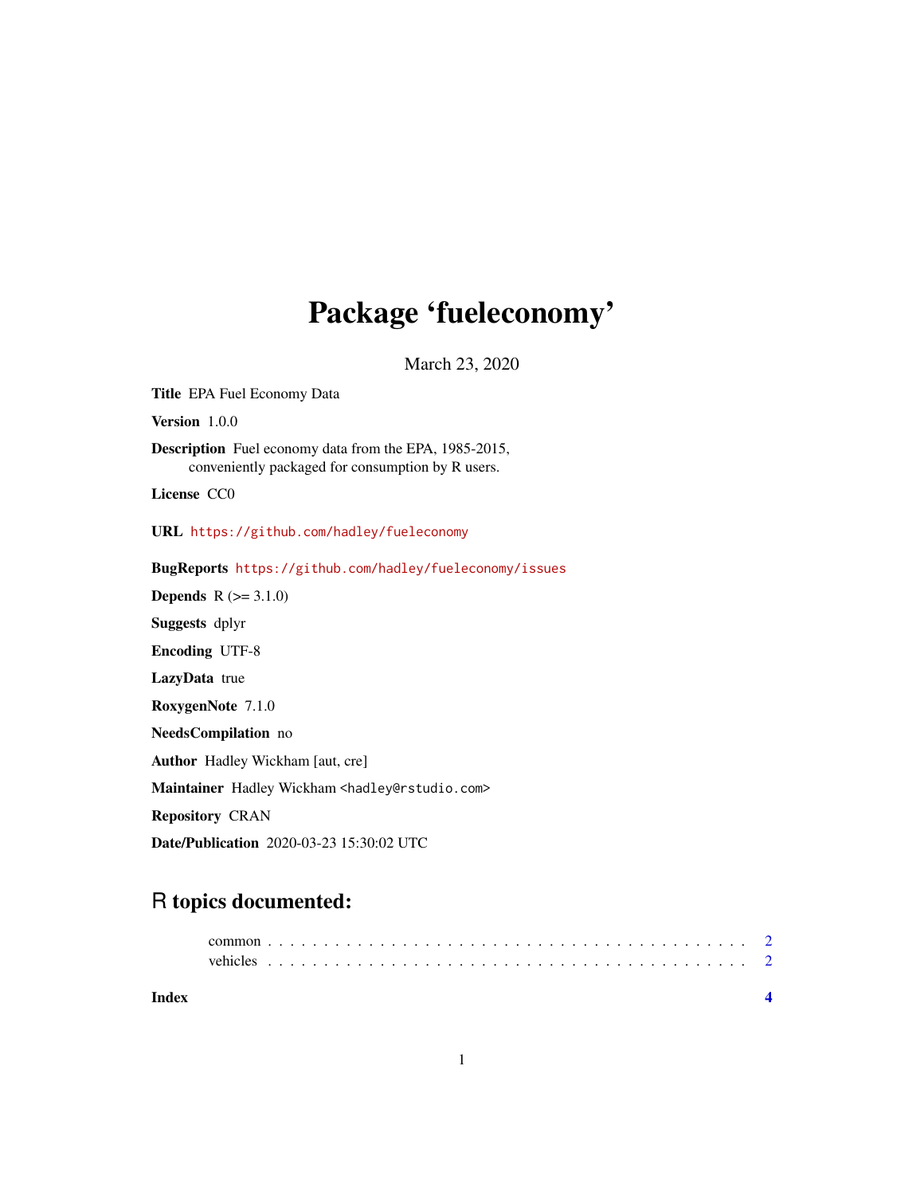# Package 'fueleconomy'

March 23, 2020

**Title** EPA Fuel Economy Data

**Version** 1.0.0

**Description** Fuel economy data from the EPA, 1985-2015,
conveniently packaged for consumption by R users.

**License** CC0

**URL** https://github.com/hadley/fueleconomy

**BugReports** https://github.com/hadley/fueleconomy/issues

**Depends** R (>= 3.1.0)

**Suggests** dplyr

**Encoding** UTF-8

**LazyData** true

**RoxygenNote** 7.1.0

**NeedsCompilation** no

**Author** Hadley Wickham [aut, cre]

**Maintainer** Hadley Wickham <hadley@rstudio.com>

**Repository** CRAN

**Date/Publication** 2020-03-23 15:30:02 UTC

## R topics documented:

common . . . . . . . . . . . . . . . . . . . . . . . . . . . . . . . . . . . . . . . . . . 2
vehicles . . . . . . . . . . . . . . . . . . . . . . . . . . . . . . . . . . . . . . . . . . 2

**Index** **4**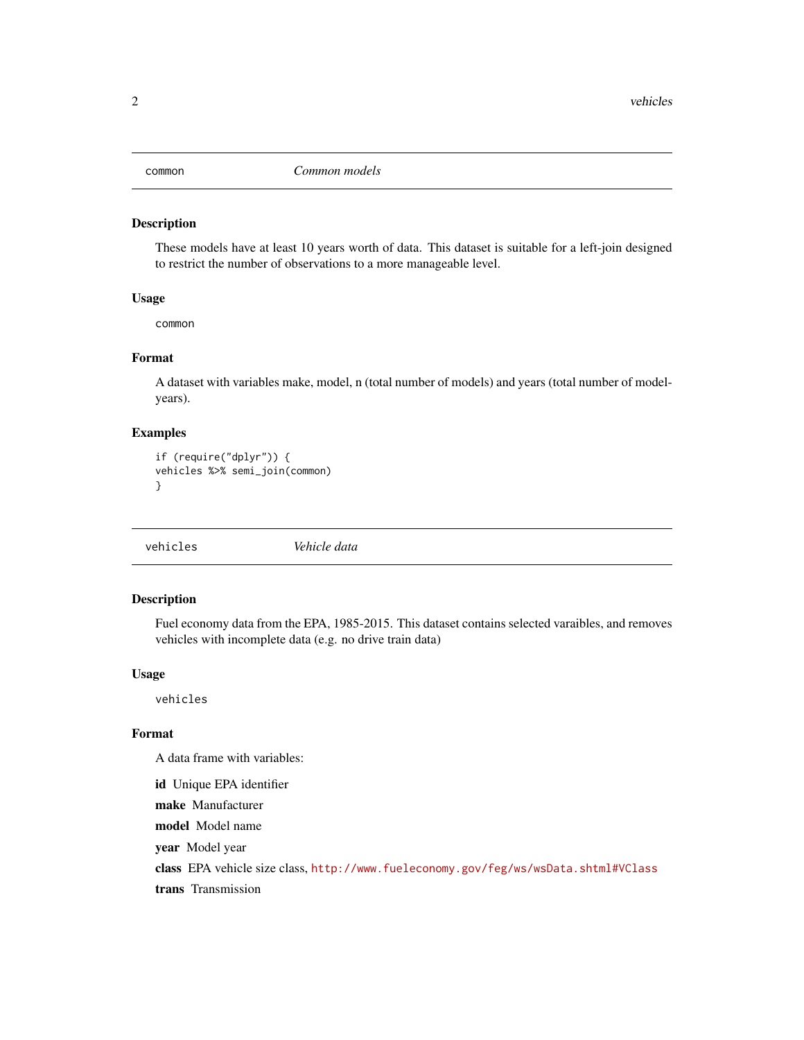## common — *Common models*

### Description

These models have at least 10 years worth of data. This dataset is suitable for a left-join designed to restrict the number of observations to a more manageable level.

### Usage

```
common
```

### Format

A dataset with variables make, model, n (total number of models) and years (total number of model-years).

### Examples

```
if (require("dplyr")) {
vehicles %>% semi_join(common)
}
```

## vehicles — *Vehicle data*

### Description

Fuel economy data from the EPA, 1985-2015. This dataset contains selected varaibles, and removes vehicles with incomplete data (e.g. no drive train data)

### Usage

```
vehicles
```

### Format

A data frame with variables:

**id** Unique EPA identifier

**make** Manufacturer

**model** Model name

**year** Model year

**class** EPA vehicle size class, `http://www.fueleconomy.gov/feg/ws/wsData.shtml#VClass`

**trans** Transmission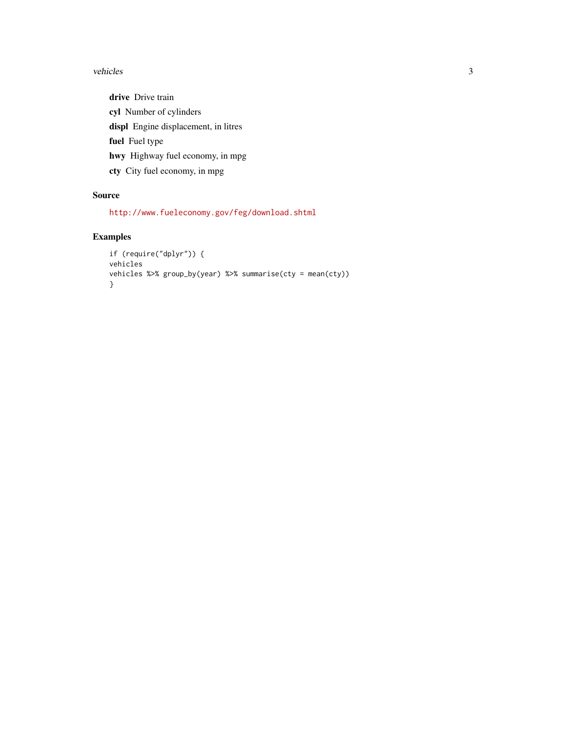**drive** Drive train

**cyl** Number of cylinders

**displ** Engine displacement, in litres

**fuel** Fuel type

**hwy** Highway fuel economy, in mpg

**cty** City fuel economy, in mpg

## Source

http://www.fueleconomy.gov/feg/download.shtml

## Examples

```
if (require("dplyr")) {
vehicles
vehicles %>% group_by(year) %>% summarise(cty = mean(cty))
}
```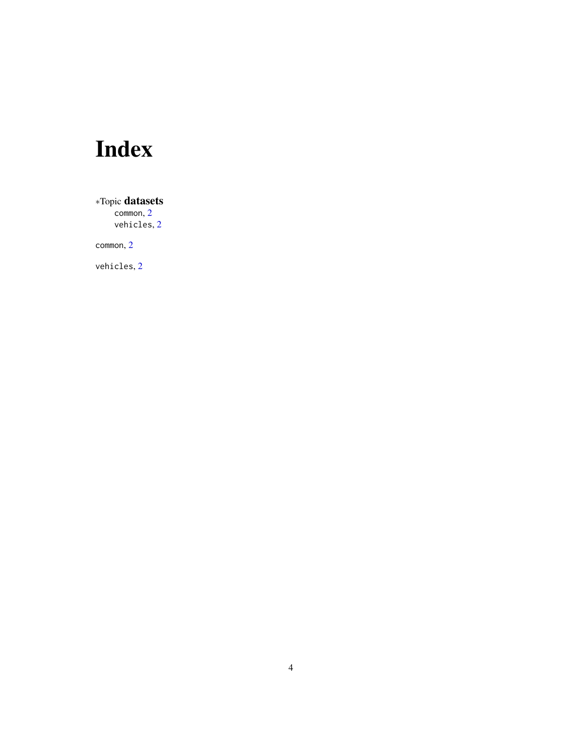# Index

*Topic **datasets**

- common, 2
- vehicles, 2

common, 2

vehicles, 2